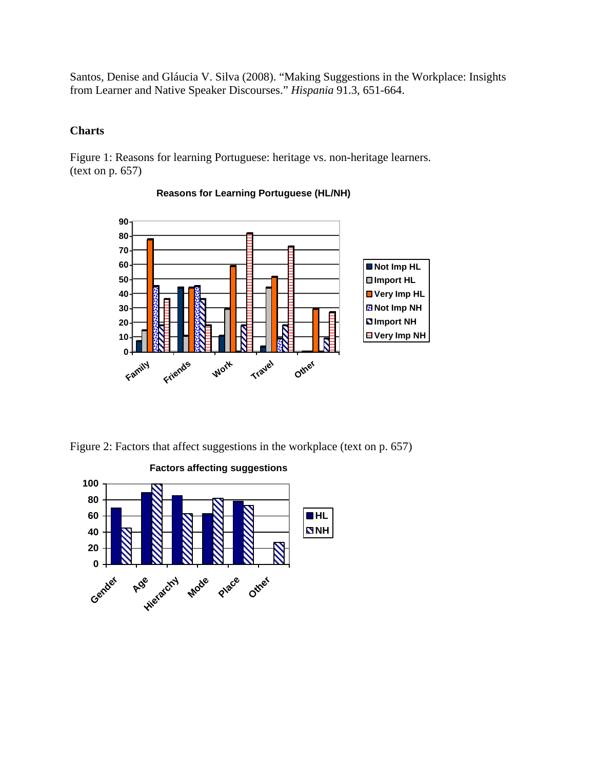Santos, Denise and Gláucia V. Silva (2008). "Making Suggestions in the Workplace: Insights from Learner and Native Speaker Discourses." *Hispania* 91.3, 651-664.

## Charts

Figure 1: Reasons for learning Portuguese: heritage vs. non-heritage learners. (text on p. 657)

**Reasons for Learning Portuguese (HL/NH)**

90
80
70
60
50
40
30
20
10
0

Family
Friends
Work
Travel
Other

Not Imp HL
Import HL
Very Imp HL
Not Imp NH
Import NH
Very Imp NH

Figure 2: Factors that affect suggestions in the workplace (text on p. 657)

**Factors affecting suggestions**

100
80
60
40
20
0

Gender
Age
Hierarchy
Mode
Place
Other

HL
NH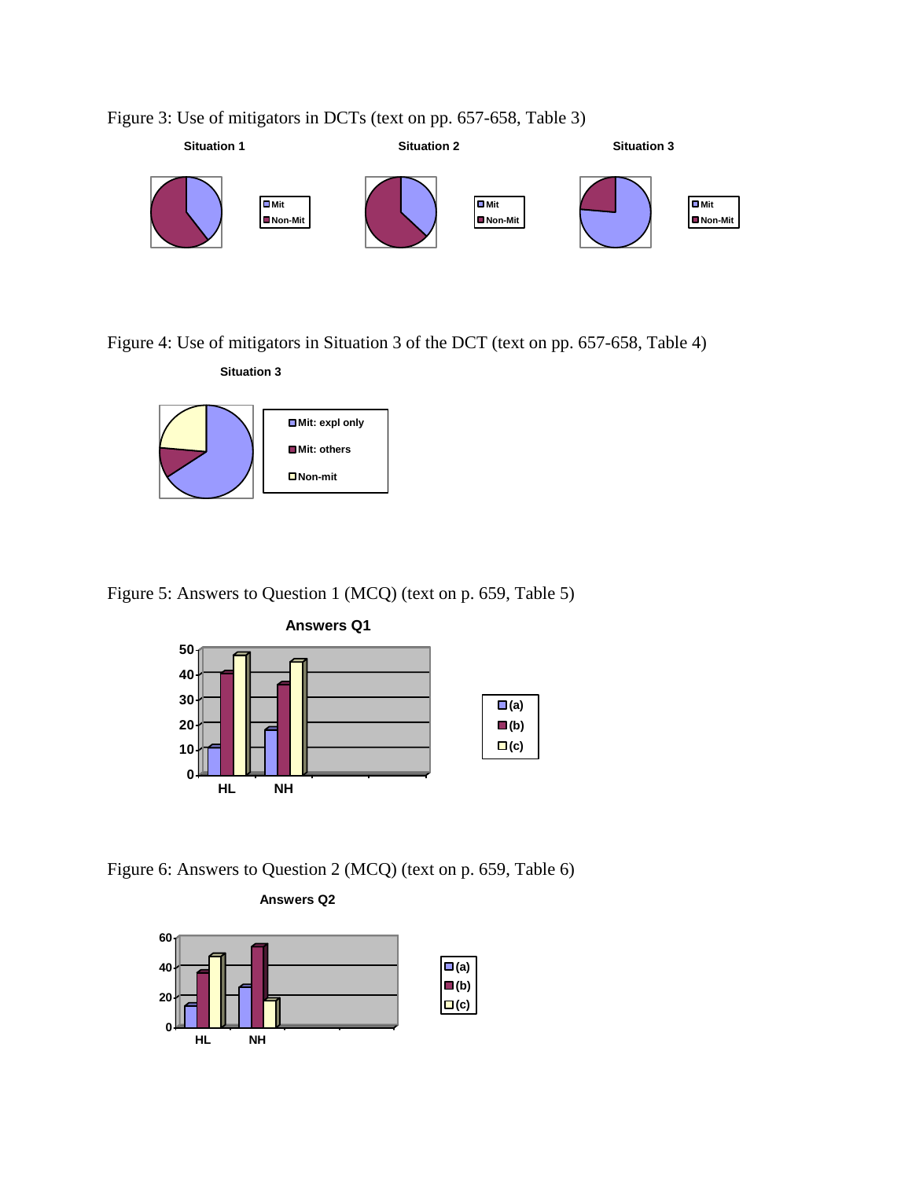Figure 3: Use of mitigators in DCTs (text on pp. 657-658, Table 3)

Situation 1

Mit
Non-Mit

Situation 2

Mit
Non-Mit

Situation 3

Mit
Non-Mit

Figure 4: Use of mitigators in Situation 3 of the DCT (text on pp. 657-658, Table 4)

Situation 3

Mit: expl only
Mit: others
Non-mit

Figure 5: Answers to Question 1 (MCQ) (text on p. 659, Table 5)

Answers Q1

50
40
30
20
10
0

HL
NH

(a)
(b)
(c)

Figure 6: Answers to Question 2 (MCQ) (text on p. 659, Table 6)

Answers Q2

60
40
20
0

HL
NH

(a)
(b)
(c)